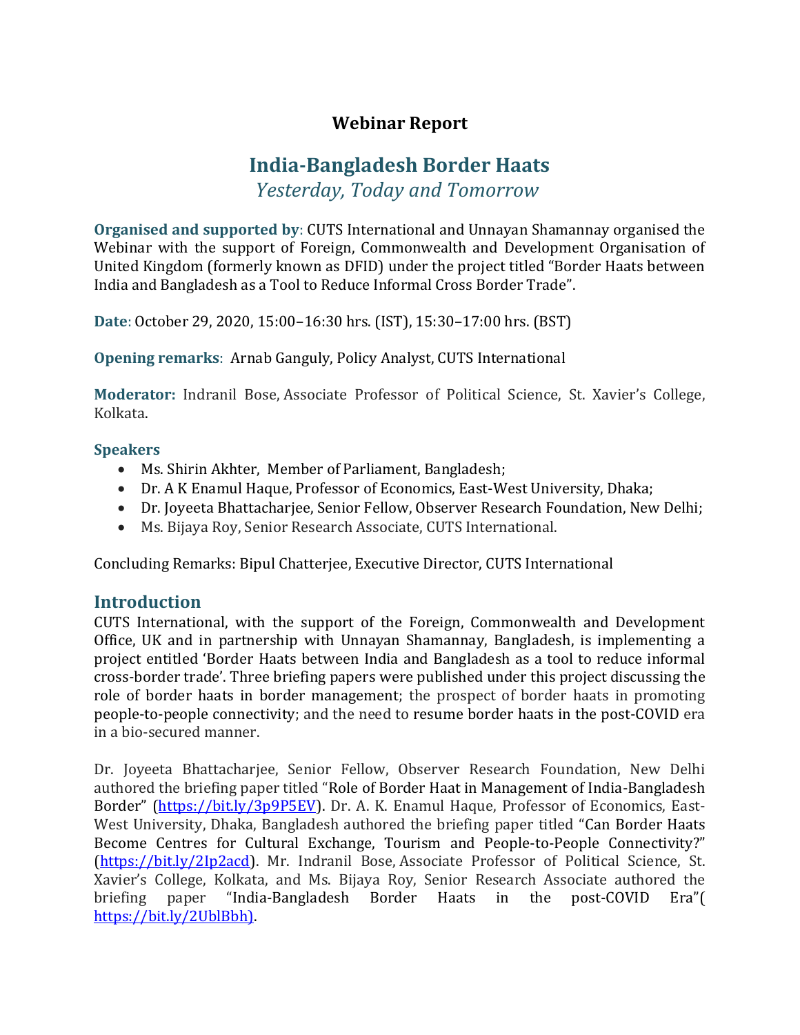# Webinar Report

## India-Bangladesh Border Haats

*Yesterday, Today and Tomorrow*

**Organised and supported by**: CUTS International and Unnayan Shamannay organised the Webinar with the support of Foreign, Commonwealth and Development Organisation of United Kingdom (formerly known as DFID) under the project titled "Border Haats between India and Bangladesh as a Tool to Reduce Informal Cross Border Trade".

**Date**: October 29, 2020, 15:00–16:30 hrs. (IST), 15:30–17:00 hrs. (BST)

**Opening remarks**: Arnab Ganguly, Policy Analyst, CUTS International

**Moderator:** Indranil Bose, Associate Professor of Political Science, St. Xavier's College, Kolkata.

**Speakers**

- Ms. Shirin Akhter, Member of Parliament, Bangladesh;
- Dr. A K Enamul Haque, Professor of Economics, East-West University, Dhaka;
- Dr. Joyeeta Bhattacharjee, Senior Fellow, Observer Research Foundation, New Delhi;
- Ms. Bijaya Roy, Senior Research Associate, CUTS International.

Concluding Remarks: Bipul Chatterjee, Executive Director, CUTS International

## Introduction

CUTS International, with the support of the Foreign, Commonwealth and Development Office, UK and in partnership with Unnayan Shamannay, Bangladesh, is implementing a project entitled 'Border Haats between India and Bangladesh as a tool to reduce informal cross-border trade'. Three briefing papers were published under this project discussing the role of border haats in border management; the prospect of border haats in promoting people-to-people connectivity; and the need to resume border haats in the post-COVID era in a bio-secured manner.

Dr. Joyeeta Bhattacharjee, Senior Fellow, Observer Research Foundation, New Delhi authored the briefing paper titled "Role of Border Haat in Management of India-Bangladesh Border" (https://bit.ly/3p9P5EV). Dr. A. K. Enamul Haque, Professor of Economics, East-West University, Dhaka, Bangladesh authored the briefing paper titled "Can Border Haats Become Centres for Cultural Exchange, Tourism and People-to-People Connectivity?" (https://bit.ly/2Ip2acd). Mr. Indranil Bose, Associate Professor of Political Science, St. Xavier's College, Kolkata, and Ms. Bijaya Roy, Senior Research Associate authored the briefing paper "India-Bangladesh Border Haats in the post-COVID Era"( https://bit.ly/2UblBbh).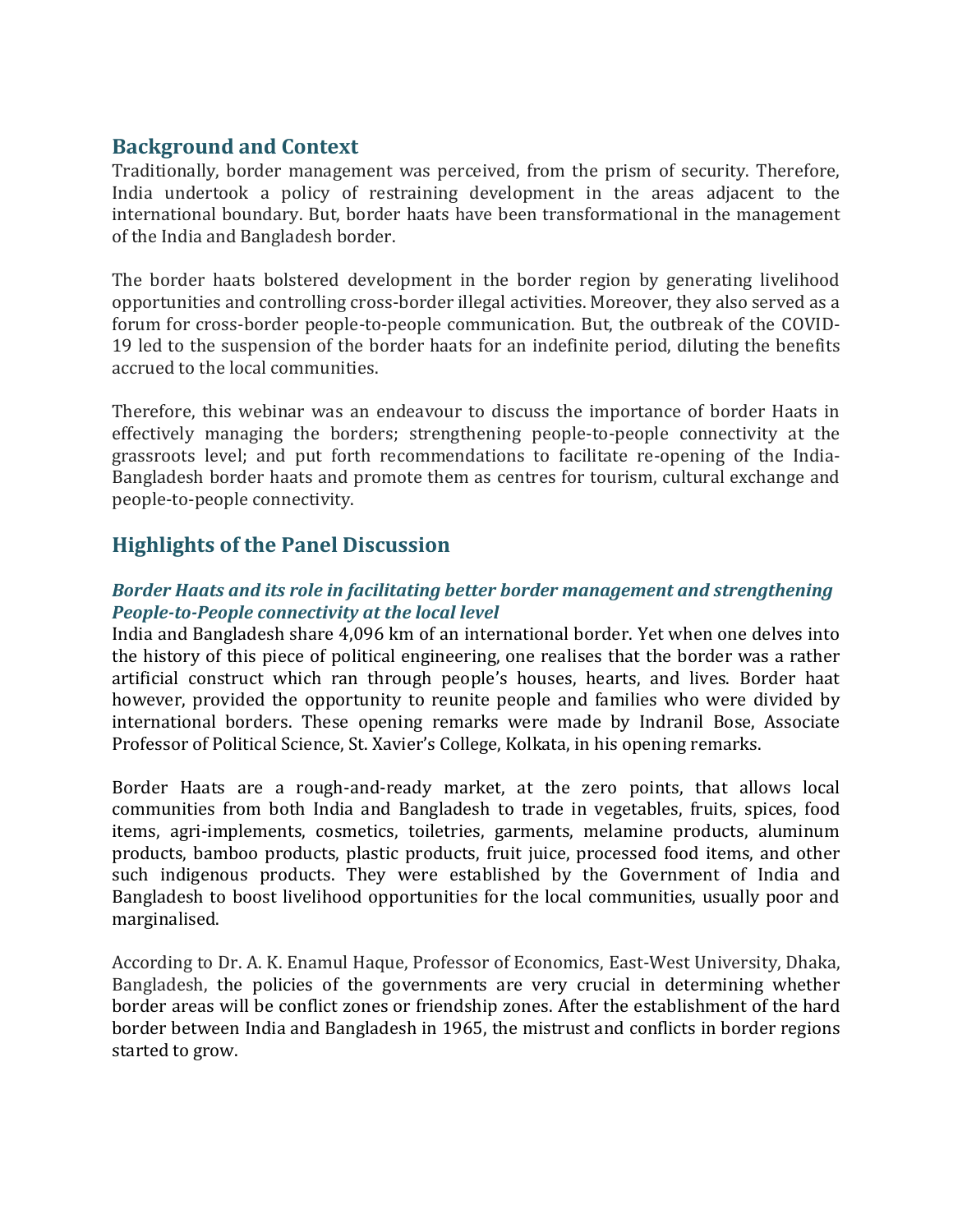## Background and Context

Traditionally, border management was perceived, from the prism of security. Therefore, India undertook a policy of restraining development in the areas adjacent to the international boundary. But, border haats have been transformational in the management of the India and Bangladesh border.

The border haats bolstered development in the border region by generating livelihood opportunities and controlling cross-border illegal activities. Moreover, they also served as a forum for cross-border people-to-people communication. But, the outbreak of the COVID-19 led to the suspension of the border haats for an indefinite period, diluting the benefits accrued to the local communities.

Therefore, this webinar was an endeavour to discuss the importance of border Haats in effectively managing the borders; strengthening people-to-people connectivity at the grassroots level; and put forth recommendations to facilitate re-opening of the India-Bangladesh border haats and promote them as centres for tourism, cultural exchange and people-to-people connectivity.

## Highlights of the Panel Discussion

### *Border Haats and its role in facilitating better border management and strengthening People-to-People connectivity at the local level*

India and Bangladesh share 4,096 km of an international border. Yet when one delves into the history of this piece of political engineering, one realises that the border was a rather artificial construct which ran through people's houses, hearts, and lives. Border haat however, provided the opportunity to reunite people and families who were divided by international borders. These opening remarks were made by Indranil Bose, Associate Professor of Political Science, St. Xavier's College, Kolkata, in his opening remarks.

Border Haats are a rough-and-ready market, at the zero points, that allows local communities from both India and Bangladesh to trade in vegetables, fruits, spices, food items, agri-implements, cosmetics, toiletries, garments, melamine products, aluminum products, bamboo products, plastic products, fruit juice, processed food items, and other such indigenous products. They were established by the Government of India and Bangladesh to boost livelihood opportunities for the local communities, usually poor and marginalised.

According to Dr. A. K. Enamul Haque, Professor of Economics, East-West University, Dhaka, Bangladesh, the policies of the governments are very crucial in determining whether border areas will be conflict zones or friendship zones. After the establishment of the hard border between India and Bangladesh in 1965, the mistrust and conflicts in border regions started to grow.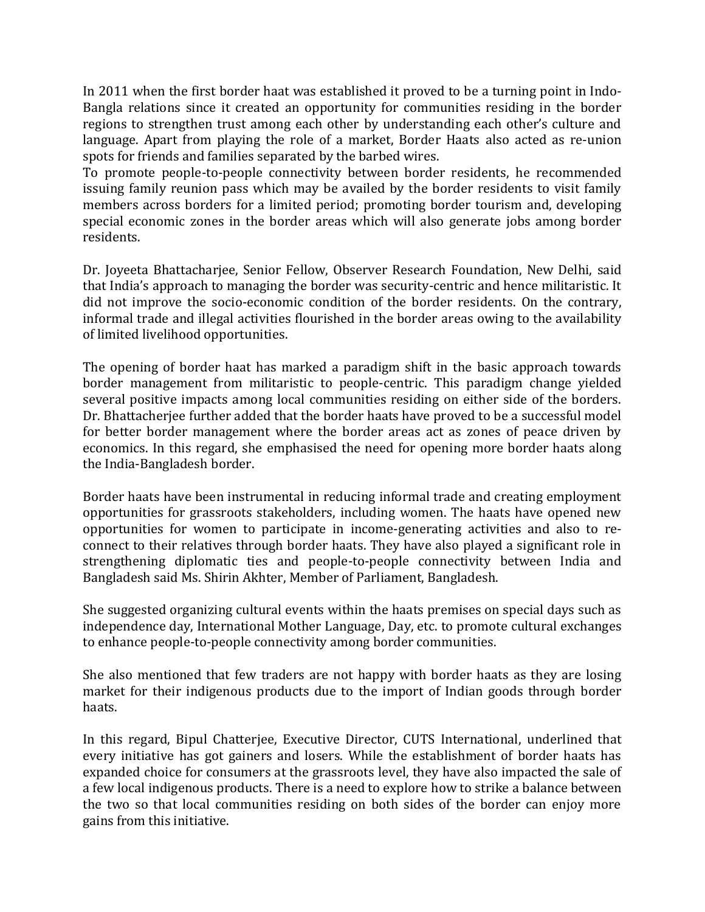In 2011 when the first border haat was established it proved to be a turning point in Indo-Bangla relations since it created an opportunity for communities residing in the border regions to strengthen trust among each other by understanding each other's culture and language. Apart from playing the role of a market, Border Haats also acted as re-union spots for friends and families separated by the barbed wires.
To promote people-to-people connectivity between border residents, he recommended issuing family reunion pass which may be availed by the border residents to visit family members across borders for a limited period; promoting border tourism and, developing special economic zones in the border areas which will also generate jobs among border residents.

Dr. Joyeeta Bhattacharjee, Senior Fellow, Observer Research Foundation, New Delhi, said that India's approach to managing the border was security-centric and hence militaristic. It did not improve the socio-economic condition of the border residents. On the contrary, informal trade and illegal activities flourished in the border areas owing to the availability of limited livelihood opportunities.

The opening of border haat has marked a paradigm shift in the basic approach towards border management from militaristic to people-centric. This paradigm change yielded several positive impacts among local communities residing on either side of the borders. Dr. Bhattacherjee further added that the border haats have proved to be a successful model for better border management where the border areas act as zones of peace driven by economics. In this regard, she emphasised the need for opening more border haats along the India-Bangladesh border.

Border haats have been instrumental in reducing informal trade and creating employment opportunities for grassroots stakeholders, including women. The haats have opened new opportunities for women to participate in income-generating activities and also to re-connect to their relatives through border haats. They have also played a significant role in strengthening diplomatic ties and people-to-people connectivity between India and Bangladesh said Ms. Shirin Akhter, Member of Parliament, Bangladesh.

She suggested organizing cultural events within the haats premises on special days such as independence day, International Mother Language, Day, etc. to promote cultural exchanges to enhance people-to-people connectivity among border communities.

She also mentioned that few traders are not happy with border haats as they are losing market for their indigenous products due to the import of Indian goods through border haats.

In this regard, Bipul Chatterjee, Executive Director, CUTS International, underlined that every initiative has got gainers and losers. While the establishment of border haats has expanded choice for consumers at the grassroots level, they have also impacted the sale of a few local indigenous products. There is a need to explore how to strike a balance between the two so that local communities residing on both sides of the border can enjoy more gains from this initiative.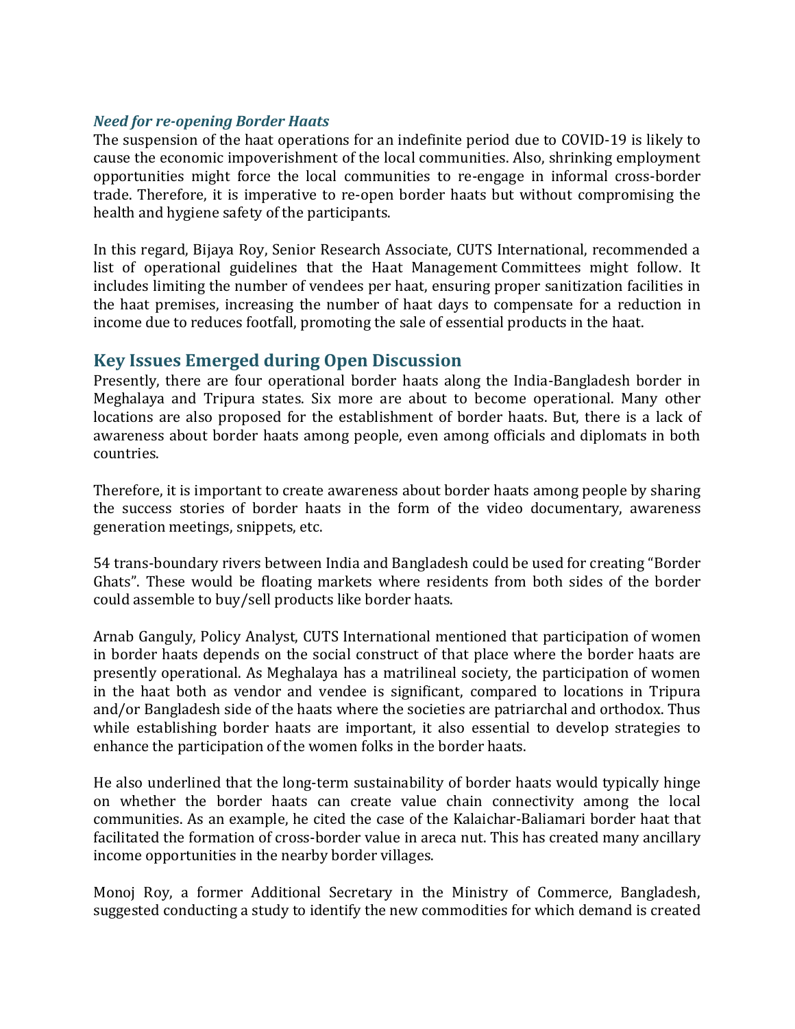### *Need for re-opening Border Haats*

The suspension of the haat operations for an indefinite period due to COVID-19 is likely to cause the economic impoverishment of the local communities. Also, shrinking employment opportunities might force the local communities to re-engage in informal cross-border trade. Therefore, it is imperative to re-open border haats but without compromising the health and hygiene safety of the participants.

In this regard, Bijaya Roy, Senior Research Associate, CUTS International, recommended a list of operational guidelines that the Haat Management Committees might follow. It includes limiting the number of vendees per haat, ensuring proper sanitization facilities in the haat premises, increasing the number of haat days to compensate for a reduction in income due to reduces footfall, promoting the sale of essential products in the haat.

## Key Issues Emerged during Open Discussion

Presently, there are four operational border haats along the India-Bangladesh border in Meghalaya and Tripura states. Six more are about to become operational. Many other locations are also proposed for the establishment of border haats. But, there is a lack of awareness about border haats among people, even among officials and diplomats in both countries.

Therefore, it is important to create awareness about border haats among people by sharing the success stories of border haats in the form of the video documentary, awareness generation meetings, snippets, etc.

54 trans-boundary rivers between India and Bangladesh could be used for creating "Border Ghats". These would be floating markets where residents from both sides of the border could assemble to buy/sell products like border haats.

Arnab Ganguly, Policy Analyst, CUTS International mentioned that participation of women in border haats depends on the social construct of that place where the border haats are presently operational. As Meghalaya has a matrilineal society, the participation of women in the haat both as vendor and vendee is significant, compared to locations in Tripura and/or Bangladesh side of the haats where the societies are patriarchal and orthodox. Thus while establishing border haats are important, it also essential to develop strategies to enhance the participation of the women folks in the border haats.

He also underlined that the long-term sustainability of border haats would typically hinge on whether the border haats can create value chain connectivity among the local communities. As an example, he cited the case of the Kalaichar-Baliamari border haat that facilitated the formation of cross-border value in areca nut. This has created many ancillary income opportunities in the nearby border villages.

Monoj Roy, a former Additional Secretary in the Ministry of Commerce, Bangladesh, suggested conducting a study to identify the new commodities for which demand is created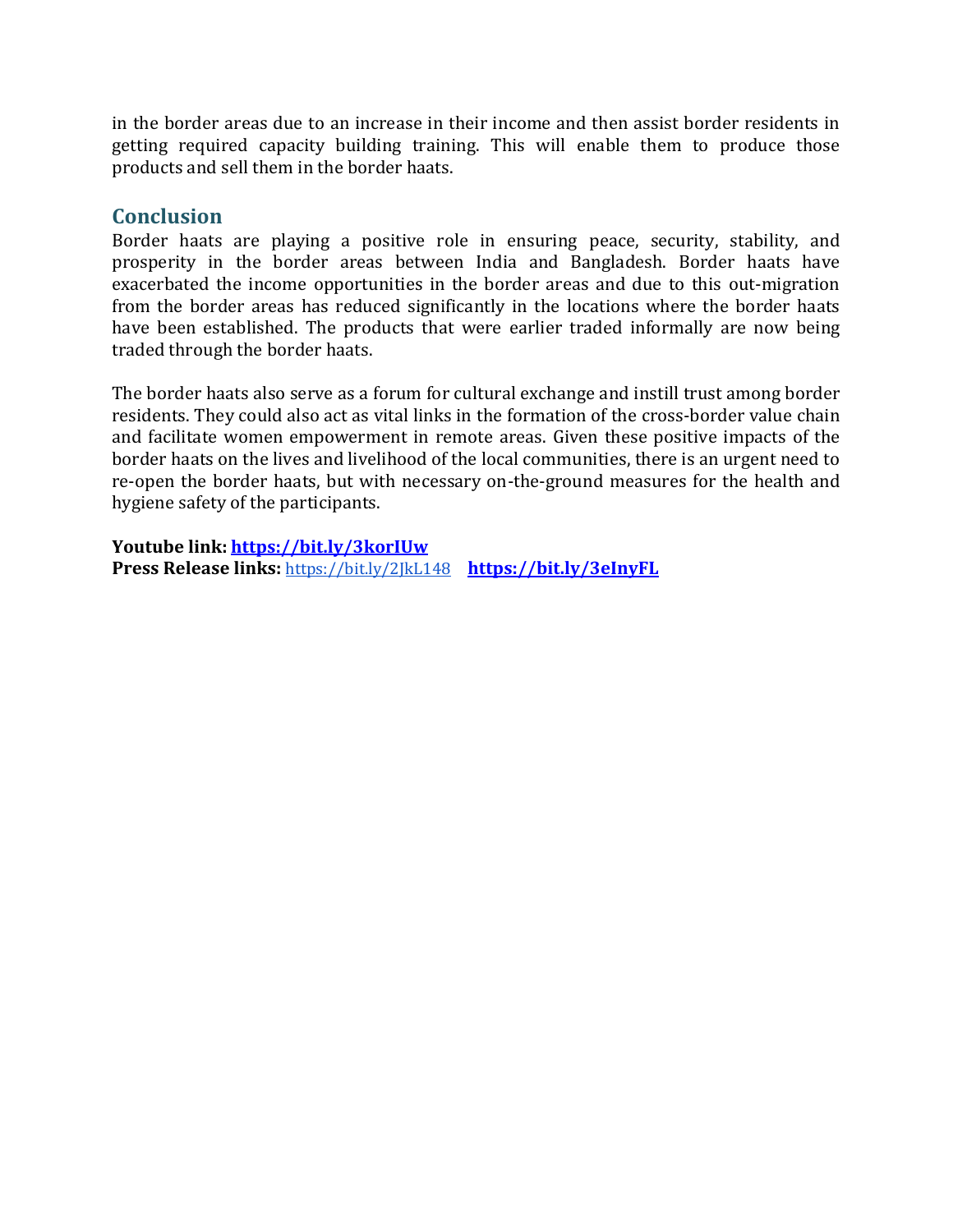in the border areas due to an increase in their income and then assist border residents in getting required capacity building training. This will enable them to produce those products and sell them in the border haats.

## Conclusion

Border haats are playing a positive role in ensuring peace, security, stability, and prosperity in the border areas between India and Bangladesh. Border haats have exacerbated the income opportunities in the border areas and due to this out-migration from the border areas has reduced significantly in the locations where the border haats have been established. The products that were earlier traded informally are now being traded through the border haats.

The border haats also serve as a forum for cultural exchange and instill trust among border residents. They could also act as vital links in the formation of the cross-border value chain and facilitate women empowerment in remote areas. Given these positive impacts of the border haats on the lives and livelihood of the local communities, there is an urgent need to re-open the border haats, but with necessary on-the-ground measures for the health and hygiene safety of the participants.

**Youtube link: https://bit.ly/3korIUw**
**Press Release links:** https://bit.ly/2JkL148 **https://bit.ly/3eInyFL**